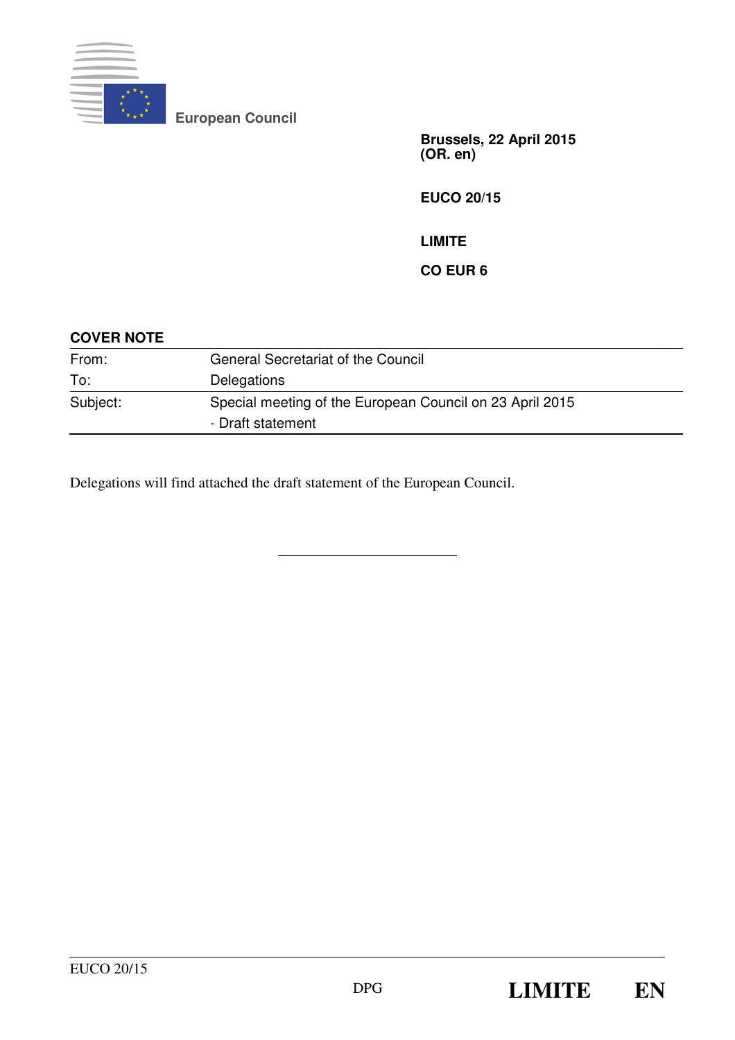European Council

**Brussels, 22 April 2015**
**(OR. en)**

**EUCO 20/15**

**LIMITE**

**CO EUR 6**

**COVER NOTE**

| | |
|---|---|
| From: | General Secretariat of the Council |
| To: | Delegations |
| Subject: | Special meeting of the European Council on 23 April 2015<br>- Draft statement |

Delegations will find attached the draft statement of the European Council.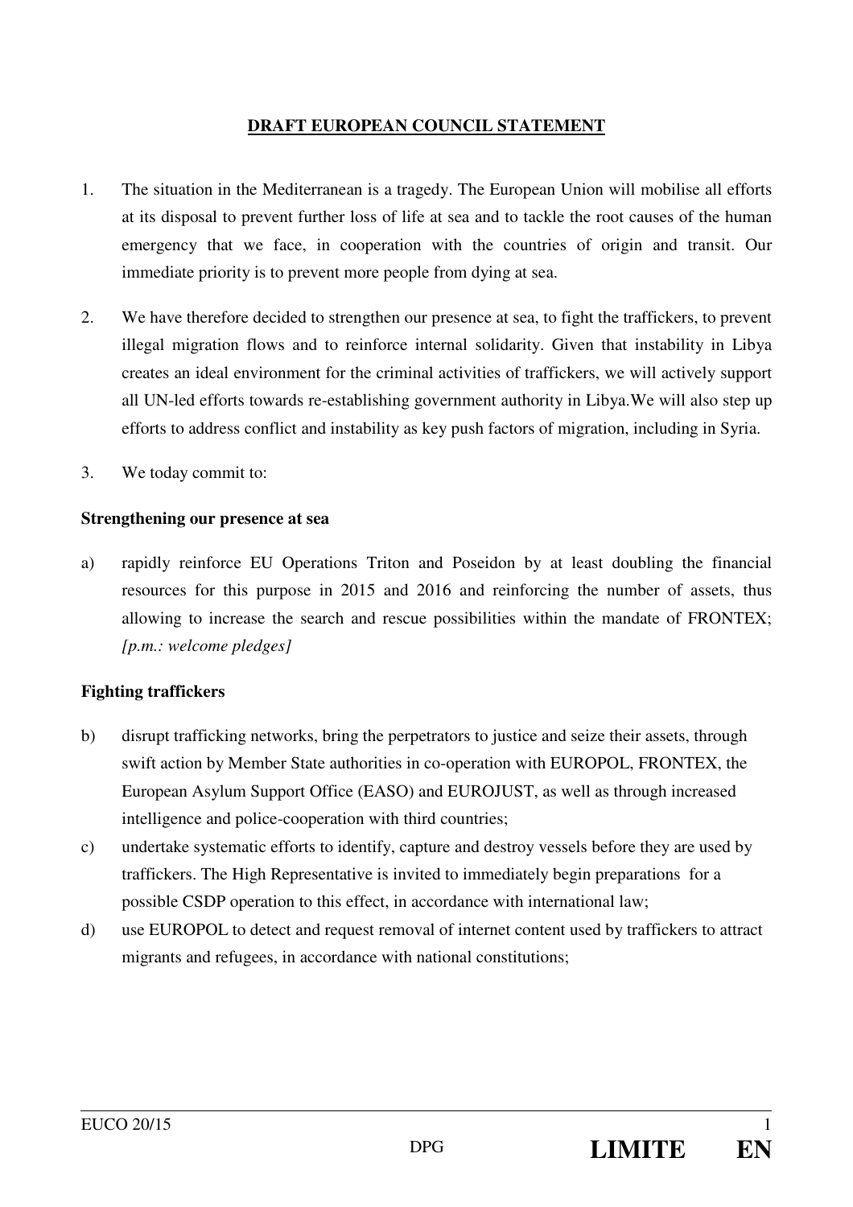**DRAFT EUROPEAN COUNCIL STATEMENT**

1. The situation in the Mediterranean is a tragedy. The European Union will mobilise all efforts at its disposal to prevent further loss of life at sea and to tackle the root causes of the human emergency that we face, in cooperation with the countries of origin and transit. Our immediate priority is to prevent more people from dying at sea.

2. We have therefore decided to strengthen our presence at sea, to fight the traffickers, to prevent illegal migration flows and to reinforce internal solidarity. Given that instability in Libya creates an ideal environment for the criminal activities of traffickers, we will actively support all UN-led efforts towards re-establishing government authority in Libya.We will also step up efforts to address conflict and instability as key push factors of migration, including in Syria.

3. We today commit to:

**Strengthening our presence at sea**

a) rapidly reinforce EU Operations Triton and Poseidon by at least doubling the financial resources for this purpose in 2015 and 2016 and reinforcing the number of assets, thus allowing to increase the search and rescue possibilities within the mandate of FRONTEX; *[p.m.: welcome pledges]*

**Fighting traffickers**

b) disrupt trafficking networks, bring the perpetrators to justice and seize their assets, through swift action by Member State authorities in co-operation with EUROPOL, FRONTEX, the European Asylum Support Office (EASO) and EUROJUST, as well as through increased intelligence and police-cooperation with third countries;

c) undertake systematic efforts to identify, capture and destroy vessels before they are used by traffickers. The High Representative is invited to immediately begin preparations for a possible CSDP operation to this effect, in accordance with international law;

d) use EUROPOL to detect and request removal of internet content used by traffickers to attract migrants and refugees, in accordance with national constitutions;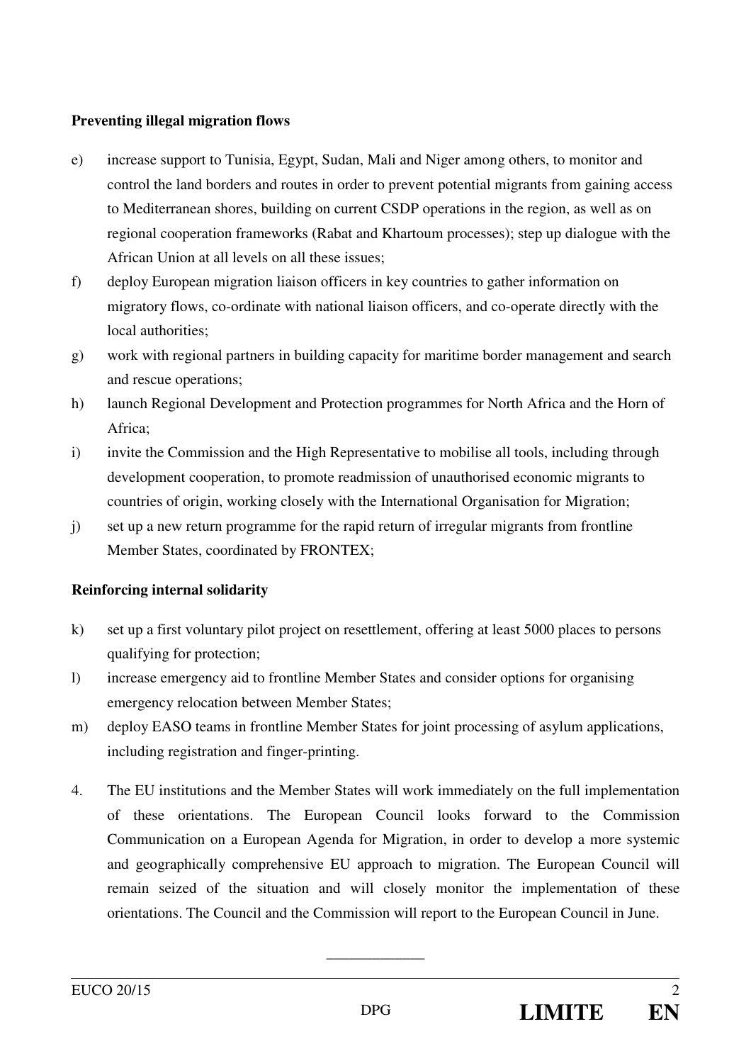**Preventing illegal migration flows**

e) increase support to Tunisia, Egypt, Sudan, Mali and Niger among others, to monitor and control the land borders and routes in order to prevent potential migrants from gaining access to Mediterranean shores, building on current CSDP operations in the region, as well as on regional cooperation frameworks (Rabat and Khartoum processes); step up dialogue with the African Union at all levels on all these issues;

f) deploy European migration liaison officers in key countries to gather information on migratory flows, co-ordinate with national liaison officers, and co-operate directly with the local authorities;

g) work with regional partners in building capacity for maritime border management and search and rescue operations;

h) launch Regional Development and Protection programmes for North Africa and the Horn of Africa;

i) invite the Commission and the High Representative to mobilise all tools, including through development cooperation, to promote readmission of unauthorised economic migrants to countries of origin, working closely with the International Organisation for Migration;

j) set up a new return programme for the rapid return of irregular migrants from frontline Member States, coordinated by FRONTEX;

**Reinforcing internal solidarity**

k) set up a first voluntary pilot project on resettlement, offering at least 5000 places to persons qualifying for protection;

l) increase emergency aid to frontline Member States and consider options for organising emergency relocation between Member States;

m) deploy EASO teams in frontline Member States for joint processing of asylum applications, including registration and finger-printing.

4. The EU institutions and the Member States will work immediately on the full implementation of these orientations. The European Council looks forward to the Commission Communication on a European Agenda for Migration, in order to develop a more systemic and geographically comprehensive EU approach to migration. The European Council will remain seized of the situation and will closely monitor the implementation of these orientations. The Council and the Commission will report to the European Council in June.

_____________